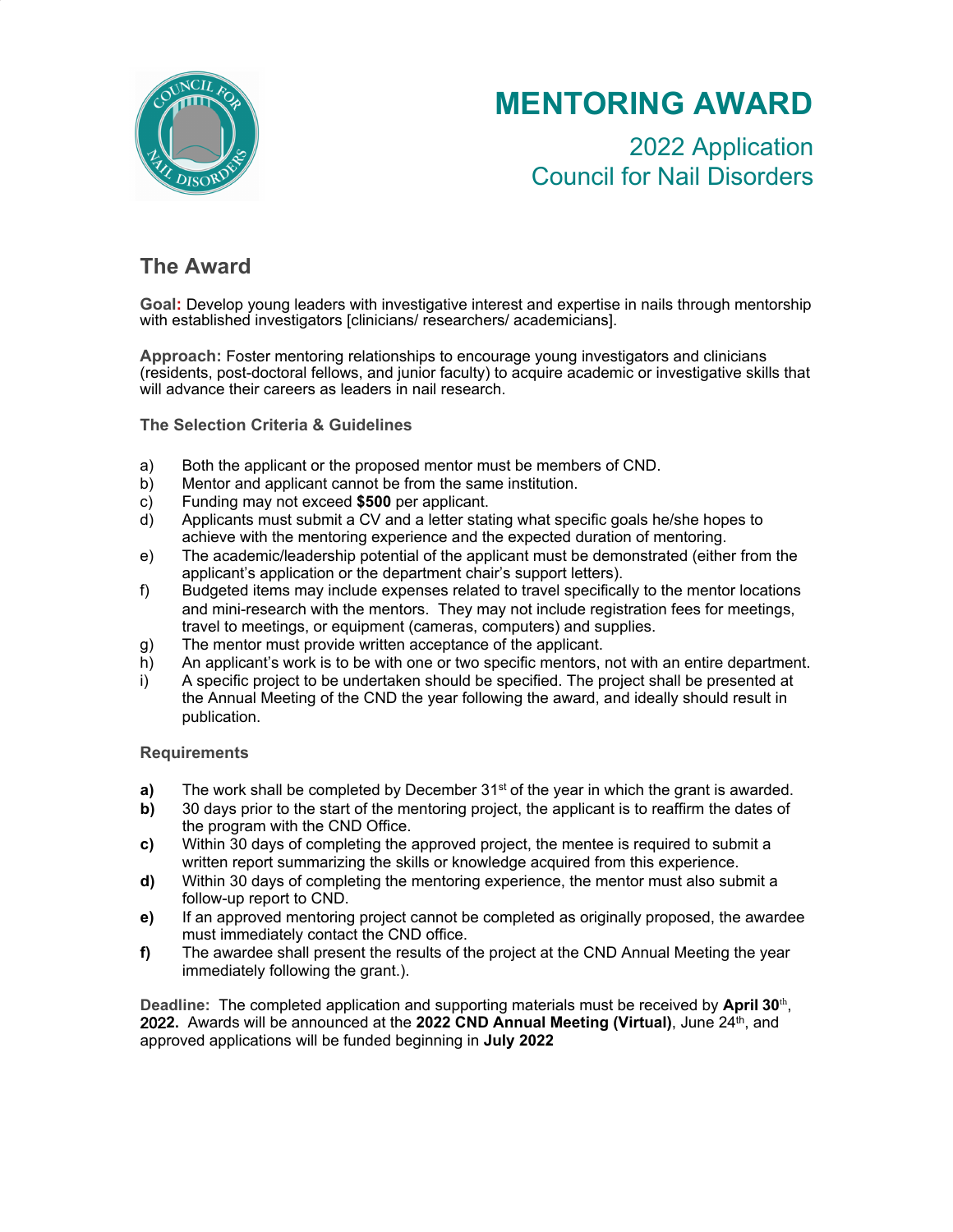# MENTORING AWARD

## 2022 Application
## Council for Nail Disorders

## The Award

**Goal:** Develop young leaders with investigative interest and expertise in nails through mentorship with established investigators [clinicians/ researchers/ academicians].

**Approach:** Foster mentoring relationships to encourage young investigators and clinicians (residents, post-doctoral fellows, and junior faculty) to acquire academic or investigative skills that will advance their careers as leaders in nail research.

### The Selection Criteria & Guidelines

a) Both the applicant or the proposed mentor must be members of CND.
b) Mentor and applicant cannot be from the same institution.
c) Funding may not exceed **$500** per applicant.
d) Applicants must submit a CV and a letter stating what specific goals he/she hopes to achieve with the mentoring experience and the expected duration of mentoring.
e) The academic/leadership potential of the applicant must be demonstrated (either from the applicant's application or the department chair's support letters).
f) Budgeted items may include expenses related to travel specifically to the mentor locations and mini-research with the mentors. They may not include registration fees for meetings, travel to meetings, or equipment (cameras, computers) and supplies.
g) The mentor must provide written acceptance of the applicant.
h) An applicant's work is to be with one or two specific mentors, not with an entire department.
i) A specific project to be undertaken should be specified. The project shall be presented at the Annual Meeting of the CND the year following the award, and ideally should result in publication.

### Requirements

**a)** The work shall be completed by December 31st of the year in which the grant is awarded.
**b)** 30 days prior to the start of the mentoring project, the applicant is to reaffirm the dates of the program with the CND Office.
**c)** Within 30 days of completing the approved project, the mentee is required to submit a written report summarizing the skills or knowledge acquired from this experience.
**d)** Within 30 days of completing the mentoring experience, the mentor must also submit a follow-up report to CND.
**e)** If an approved mentoring project cannot be completed as originally proposed, the awardee must immediately contact the CND office.
**f)** The awardee shall present the results of the project at the CND Annual Meeting the year immediately following the grant.).

**Deadline:** The completed application and supporting materials must be received by **April 30th, 2022.** Awards will be announced at the **2022 CND Annual Meeting (Virtual)**, June 24th, and approved applications will be funded beginning in **July 2022**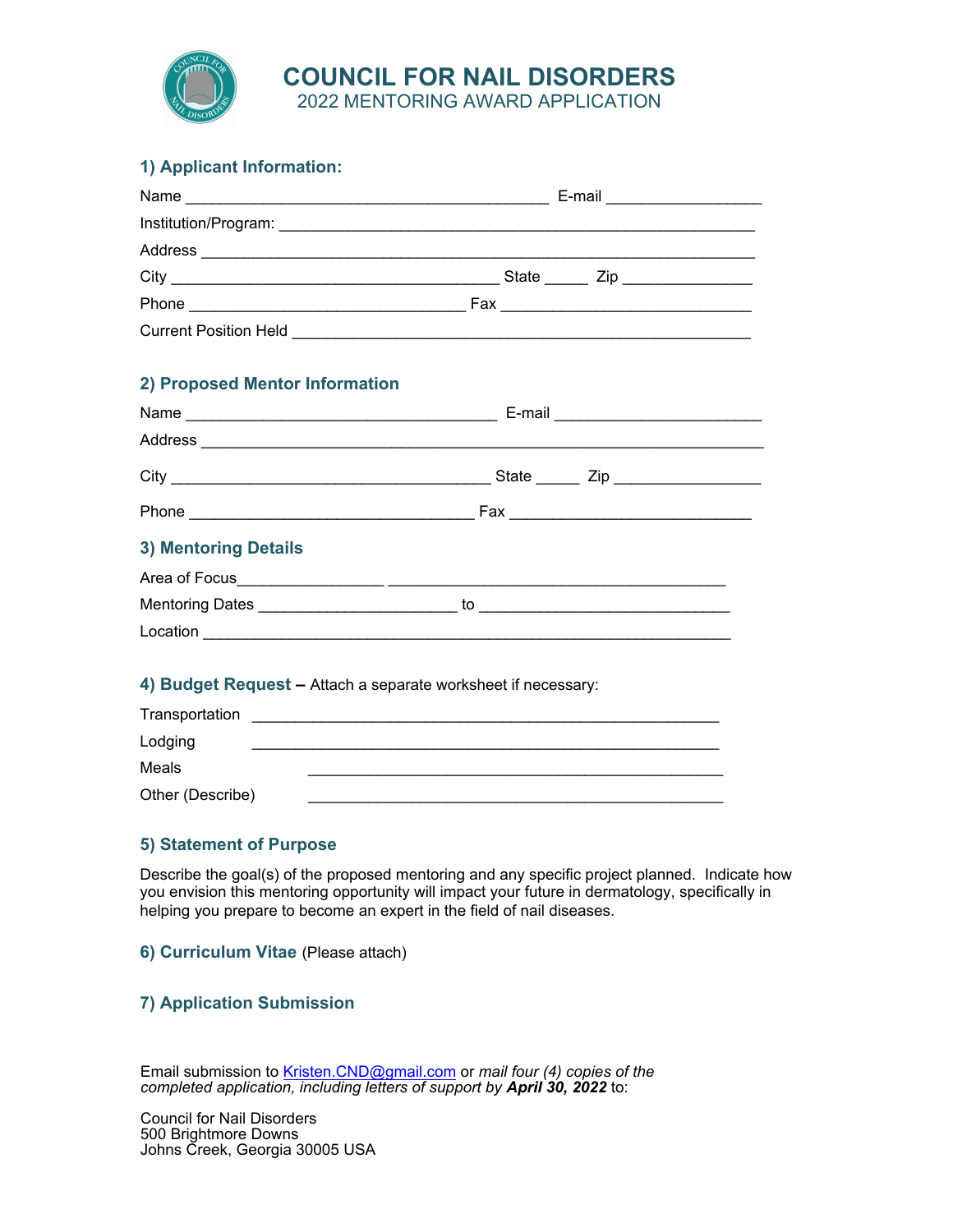# COUNCIL FOR NAIL DISORDERS

## 2022 MENTORING AWARD APPLICATION

### 1) Applicant Information:

Name ________________________________________ E-mail _________________

Institution/Program: _____________________________________________________

Address _______________________________________________________________

City ____________________________________ State _____ Zip ______________

Phone _______________________________ Fax ____________________________

Current Position Held ___________________________________________________

### 2) Proposed Mentor Information

Name __________________________________ E-mail _______________________

Address _________________________________________________________________

City ____________________________________ State _____ Zip ________________

Phone ________________________________ Fax ____________________________

### 3) Mentoring Details

Area of Focus________________ _____________________________________

Mentoring Dates ______________________ to ____________________________

Location ___________________________________________________________

### 4) Budget Request – Attach a separate worksheet if necessary:

Transportation ____________________________________________________

Lodging ____________________________________________________

Meals ______________________________________________

Other (Describe) ______________________________________________

### 5) Statement of Purpose

Describe the goal(s) of the proposed mentoring and any specific project planned. Indicate how you envision this mentoring opportunity will impact your future in dermatology, specifically in helping you prepare to become an expert in the field of nail diseases.

### 6) Curriculum Vitae (Please attach)

### 7) Application Submission

Email submission to Kristen.CND@gmail.com or *mail four (4) copies of the completed application, including letters of support by* ***April 30, 2022*** to:

Council for Nail Disorders
500 Brightmore Downs
Johns Creek, Georgia 30005 USA